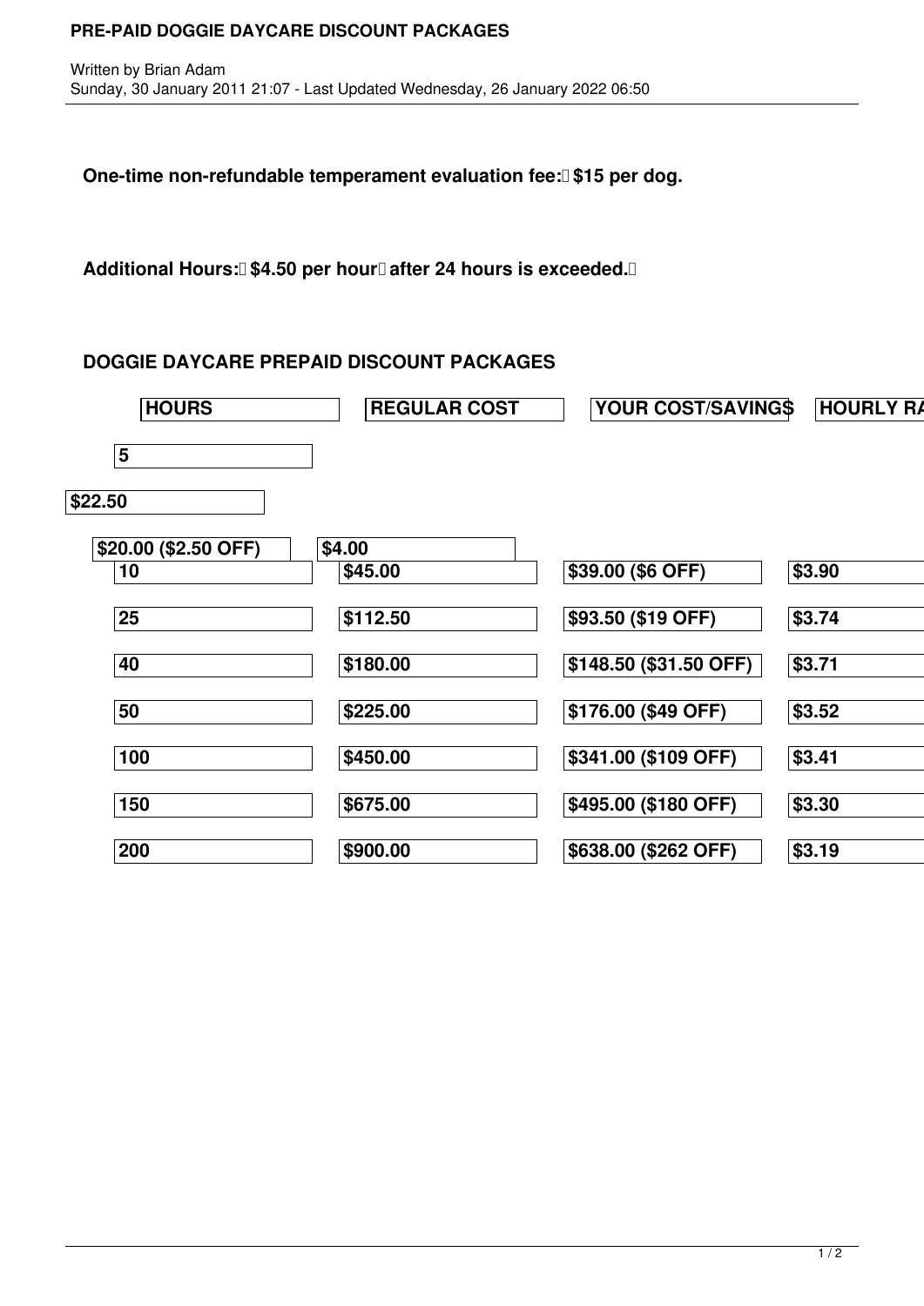**One-time non-refundable temperament evaluation fee: $15 per dog.**

**Additional Hours: $4.50 per hour after 24 hours is exceeded.**

### DOGGIE DAYCARE PREPAID DISCOUNT PACKAGES

| HOURS | REGULAR COST | YOUR COST/SAVINGS | HOURLY RA |
|---|---|---|---|
| 5 | $22.50 | $20.00 ($2.50 OFF) | $4.00 |
| 10 | $45.00 | $39.00 ($6 OFF) | $3.90 |
| 25 | $112.50 | $93.50 ($19 OFF) | $3.74 |
| 40 | $180.00 | $148.50 ($31.50 OFF) | $3.71 |
| 50 | $225.00 | $176.00 ($49 OFF) | $3.52 |
| 100 | $450.00 | $341.00 ($109 OFF) | $3.41 |
| 150 | $675.00 | $495.00 ($180 OFF) | $3.30 |
| 200 | $900.00 | $638.00 ($262 OFF) | $3.19 |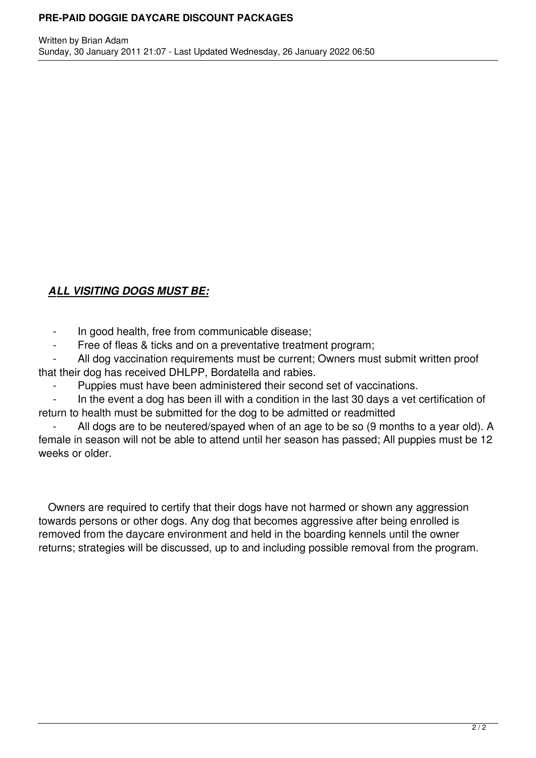***ALL VISITING DOGS MUST BE:***

- In good health, free from communicable disease;
- Free of fleas & ticks and on a preventative treatment program;
- All dog vaccination requirements must be current; Owners must submit written proof that their dog has received DHLPP, Bordatella and rabies.
- Puppies must have been administered their second set of vaccinations.
- In the event a dog has been ill with a condition in the last 30 days a vet certification of return to health must be submitted for the dog to be admitted or readmitted
- All dogs are to be neutered/spayed when of an age to be so (9 months to a year old). A female in season will not be able to attend until her season has passed; All puppies must be 12 weeks or older.

Owners are required to certify that their dogs have not harmed or shown any aggression towards persons or other dogs. Any dog that becomes aggressive after being enrolled is removed from the daycare environment and held in the boarding kennels until the owner returns; strategies will be discussed, up to and including possible removal from the program.